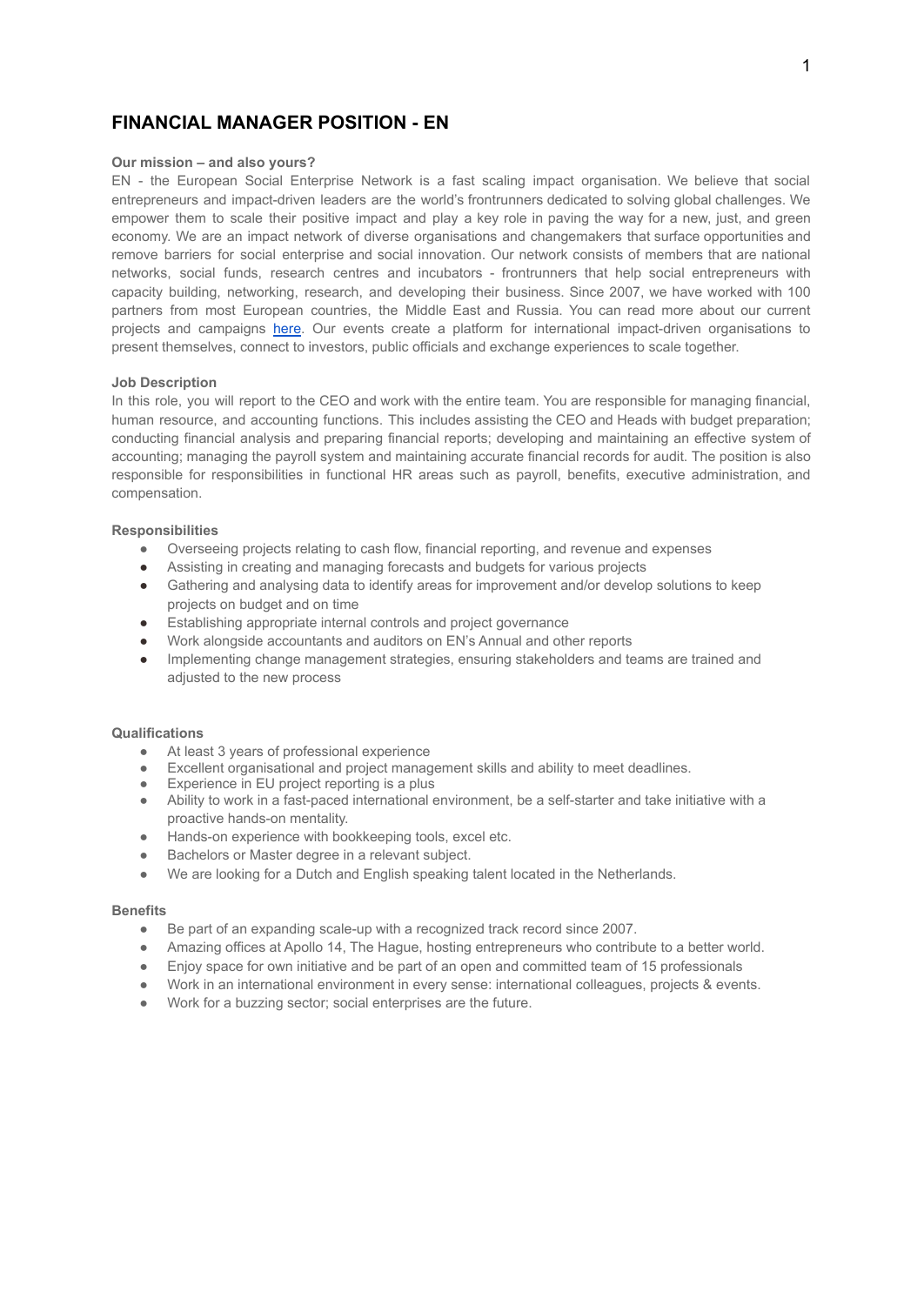# FINANCIAL MANAGER POSITION - EN

**Our mission – and also yours?**

EN - the European Social Enterprise Network is a fast scaling impact organisation. We believe that social entrepreneurs and impact-driven leaders are the world's frontrunners dedicated to solving global challenges. We empower them to scale their positive impact and play a key role in paving the way for a new, just, and green economy. We are an impact network of diverse organisations and changemakers that surface opportunities and remove barriers for social enterprise and social innovation. Our network consists of members that are national networks, social funds, research centres and incubators - frontrunners that help social entrepreneurs with capacity building, networking, research, and developing their business. Since 2007, we have worked with 100 partners from most European countries, the Middle East and Russia. You can read more about our current projects and campaigns here. Our events create a platform for international impact-driven organisations to present themselves, connect to investors, public officials and exchange experiences to scale together.

**Job Description**

In this role, you will report to the CEO and work with the entire team. You are responsible for managing financial, human resource, and accounting functions. This includes assisting the CEO and Heads with budget preparation; conducting financial analysis and preparing financial reports; developing and maintaining an effective system of accounting; managing the payroll system and maintaining accurate financial records for audit. The position is also responsible for responsibilities in functional HR areas such as payroll, benefits, executive administration, and compensation.

**Responsibilities**

- Overseeing projects relating to cash flow, financial reporting, and revenue and expenses
- Assisting in creating and managing forecasts and budgets for various projects
- Gathering and analysing data to identify areas for improvement and/or develop solutions to keep projects on budget and on time
- Establishing appropriate internal controls and project governance
- Work alongside accountants and auditors on EN's Annual and other reports
- Implementing change management strategies, ensuring stakeholders and teams are trained and adjusted to the new process

**Qualifications**

- At least 3 years of professional experience
- Excellent organisational and project management skills and ability to meet deadlines.
- Experience in EU project reporting is a plus
- Ability to work in a fast-paced international environment, be a self-starter and take initiative with a proactive hands-on mentality.
- Hands-on experience with bookkeeping tools, excel etc.
- Bachelors or Master degree in a relevant subject.
- We are looking for a Dutch and English speaking talent located in the Netherlands.

**Benefits**

- Be part of an expanding scale-up with a recognized track record since 2007.
- Amazing offices at Apollo 14, The Hague, hosting entrepreneurs who contribute to a better world.
- Enjoy space for own initiative and be part of an open and committed team of 15 professionals
- Work in an international environment in every sense: international colleagues, projects & events.
- Work for a buzzing sector; social enterprises are the future.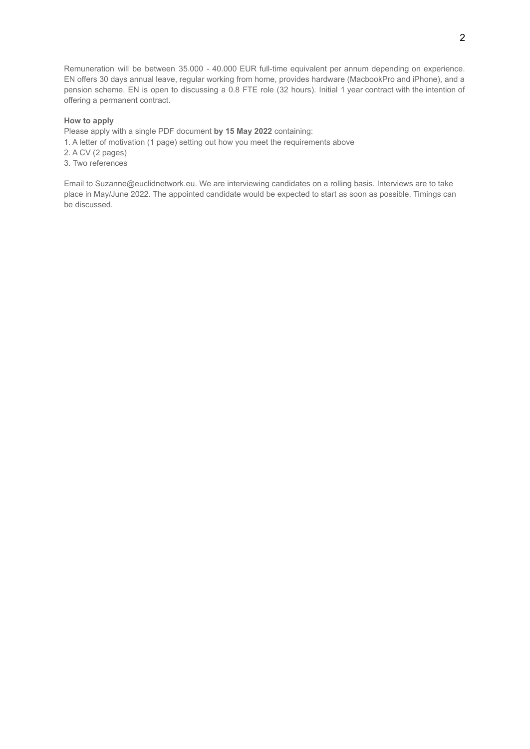Remuneration will be between 35.000 - 40.000 EUR full-time equivalent per annum depending on experience. EN offers 30 days annual leave, regular working from home, provides hardware (MacbookPro and iPhone), and a pension scheme. EN is open to discussing a 0.8 FTE role (32 hours). Initial 1 year contract with the intention of offering a permanent contract.

**How to apply**

Please apply with a single PDF document **by 15 May 2022** containing:

1. A letter of motivation (1 page) setting out how you meet the requirements above
2. A CV (2 pages)
3. Two references

Email to Suzanne@euclidnetwork.eu. We are interviewing candidates on a rolling basis. Interviews are to take place in May/June 2022. The appointed candidate would be expected to start as soon as possible. Timings can be discussed.